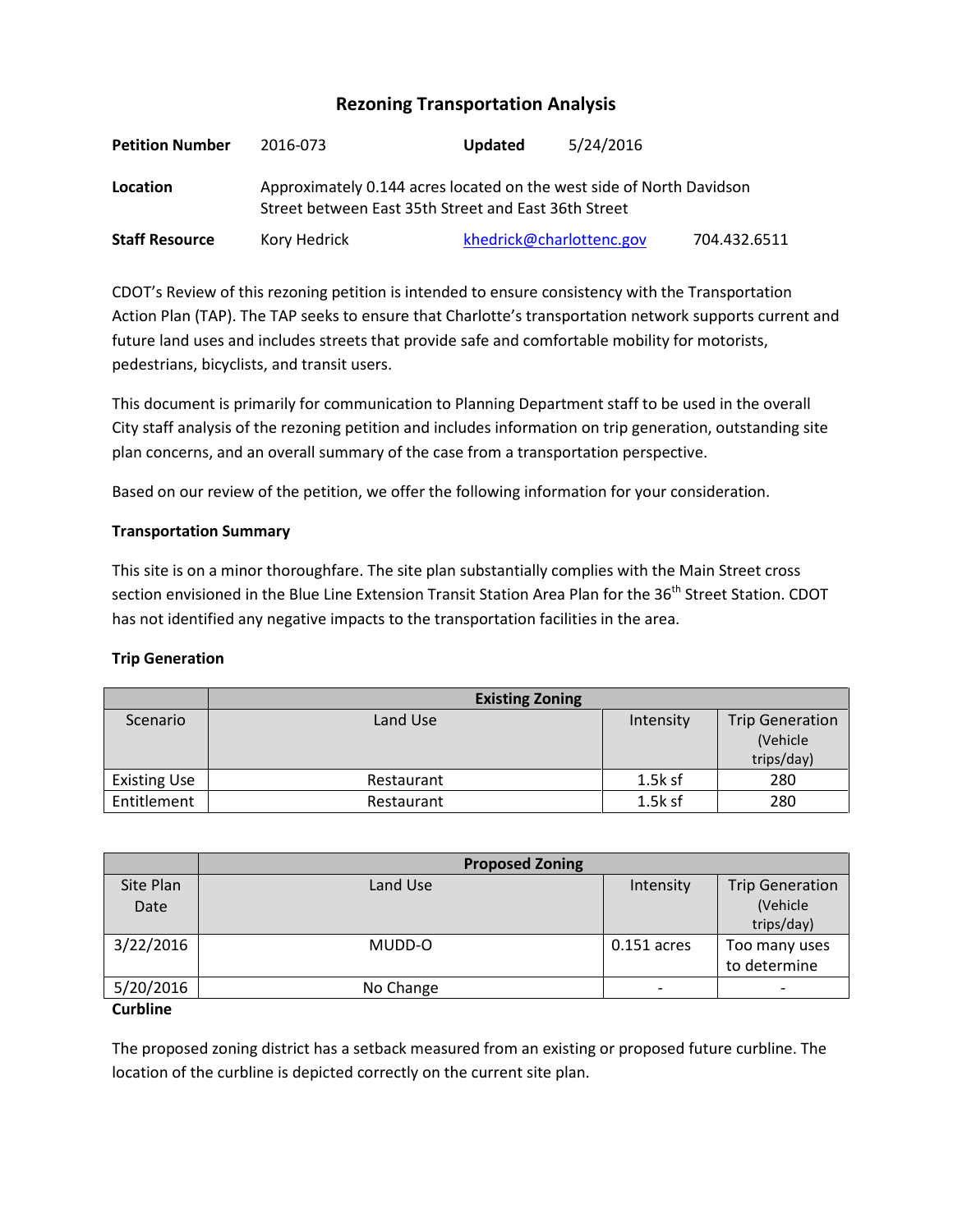# Rezoning Transportation Analysis

| | | | |
|---|---|---|---|
| **Petition Number** | 2016-073 | **Updated** | 5/24/2016 |
| **Location** | Approximately 0.144 acres located on the west side of North Davidson Street between East 35th Street and East 36th Street | | |
| **Staff Resource** | Kory Hedrick | khedrick@charlottenc.gov | 704.432.6511 |

CDOT's Review of this rezoning petition is intended to ensure consistency with the Transportation Action Plan (TAP). The TAP seeks to ensure that Charlotte's transportation network supports current and future land uses and includes streets that provide safe and comfortable mobility for motorists, pedestrians, bicyclists, and transit users.

This document is primarily for communication to Planning Department staff to be used in the overall City staff analysis of the rezoning petition and includes information on trip generation, outstanding site plan concerns, and an overall summary of the case from a transportation perspective.

Based on our review of the petition, we offer the following information for your consideration.

**Transportation Summary**

This site is on a minor thoroughfare. The site plan substantially complies with the Main Street cross section envisioned in the Blue Line Extension Transit Station Area Plan for the 36th Street Station. CDOT has not identified any negative impacts to the transportation facilities in the area.

**Trip Generation**

| | Existing Zoning | | |
|---|---|---|---|
| Scenario | Land Use | Intensity | Trip Generation (Vehicle trips/day) |
| Existing Use | Restaurant | 1.5k sf | 280 |
| Entitlement | Restaurant | 1.5k sf | 280 |

| | Proposed Zoning | | |
|---|---|---|---|
| Site Plan Date | Land Use | Intensity | Trip Generation (Vehicle trips/day) |
| 3/22/2016 | MUDD-O | 0.151 acres | Too many uses to determine |
| 5/20/2016 | No Change | - | - |

**Curbline**

The proposed zoning district has a setback measured from an existing or proposed future curbline. The location of the curbline is depicted correctly on the current site plan.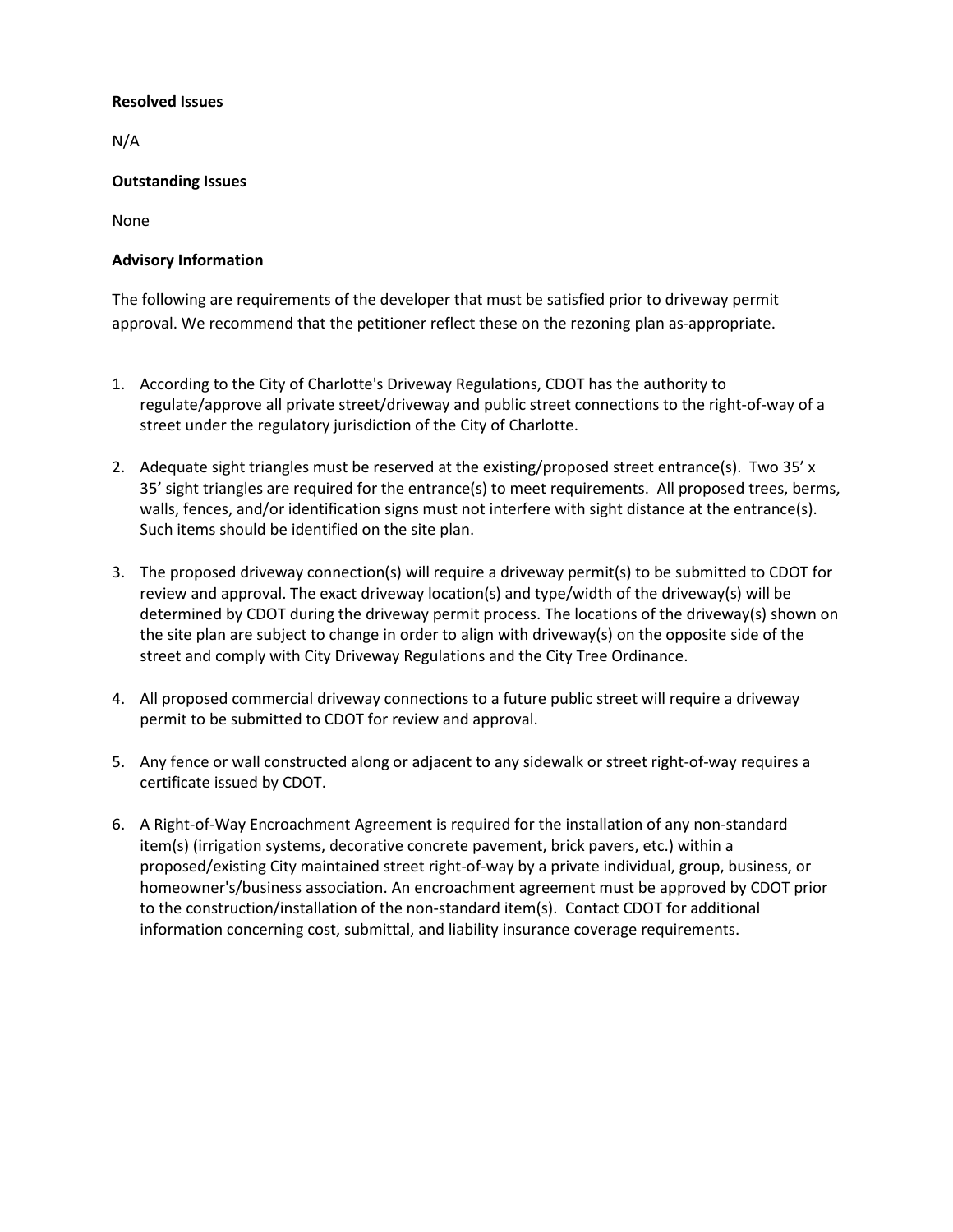**Resolved Issues**

N/A

**Outstanding Issues**

None

**Advisory Information**

The following are requirements of the developer that must be satisfied prior to driveway permit approval. We recommend that the petitioner reflect these on the rezoning plan as-appropriate.

1. According to the City of Charlotte's Driveway Regulations, CDOT has the authority to regulate/approve all private street/driveway and public street connections to the right-of-way of a street under the regulatory jurisdiction of the City of Charlotte.

2. Adequate sight triangles must be reserved at the existing/proposed street entrance(s). Two 35' x 35' sight triangles are required for the entrance(s) to meet requirements. All proposed trees, berms, walls, fences, and/or identification signs must not interfere with sight distance at the entrance(s). Such items should be identified on the site plan.

3. The proposed driveway connection(s) will require a driveway permit(s) to be submitted to CDOT for review and approval. The exact driveway location(s) and type/width of the driveway(s) will be determined by CDOT during the driveway permit process. The locations of the driveway(s) shown on the site plan are subject to change in order to align with driveway(s) on the opposite side of the street and comply with City Driveway Regulations and the City Tree Ordinance.

4. All proposed commercial driveway connections to a future public street will require a driveway permit to be submitted to CDOT for review and approval.

5. Any fence or wall constructed along or adjacent to any sidewalk or street right-of-way requires a certificate issued by CDOT.

6. A Right-of-Way Encroachment Agreement is required for the installation of any non-standard item(s) (irrigation systems, decorative concrete pavement, brick pavers, etc.) within a proposed/existing City maintained street right-of-way by a private individual, group, business, or homeowner's/business association. An encroachment agreement must be approved by CDOT prior to the construction/installation of the non-standard item(s). Contact CDOT for additional information concerning cost, submittal, and liability insurance coverage requirements.